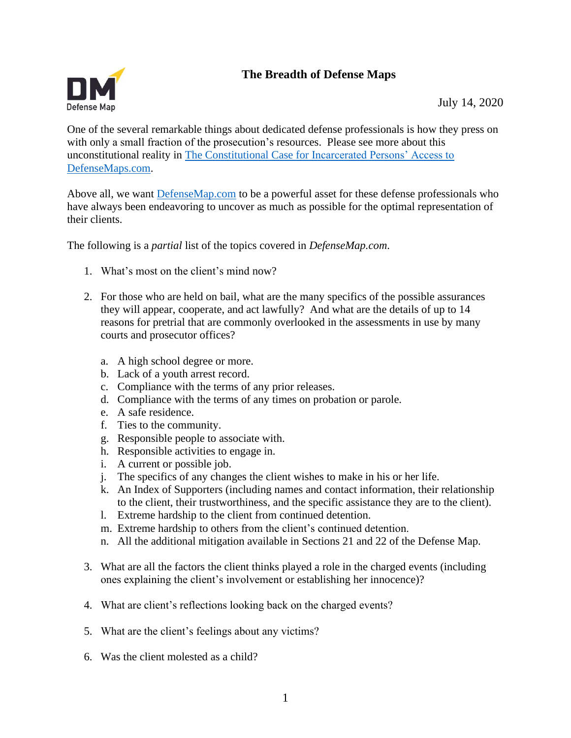# The Breadth of Defense Maps

July 14, 2020

One of the several remarkable things about dedicated defense professionals is how they press on with only a small fraction of the prosecution's resources. Please see more about this unconstitutional reality in [The Constitutional Case for Incarcerated Persons' Access to DefenseMaps.com](#).

Above all, we want [DefenseMap.com](#) to be a powerful asset for these defense professionals who have always been endeavoring to uncover as much as possible for the optimal representation of their clients.

The following is a *partial* list of the topics covered in *DefenseMap.com*.

1. What's most on the client's mind now?

2. For those who are held on bail, what are the many specifics of the possible assurances they will appear, cooperate, and act lawfully? And what are the details of up to 14 reasons for pretrial that are commonly overlooked in the assessments in use by many courts and prosecutor offices?

   a. A high school degree or more.
   b. Lack of a youth arrest record.
   c. Compliance with the terms of any prior releases.
   d. Compliance with the terms of any times on probation or parole.
   e. A safe residence.
   f. Ties to the community.
   g. Responsible people to associate with.
   h. Responsible activities to engage in.
   i. A current or possible job.
   j. The specifics of any changes the client wishes to make in his or her life.
   k. An Index of Supporters (including names and contact information, their relationship to the client, their trustworthiness, and the specific assistance they are to the client).
   l. Extreme hardship to the client from continued detention.
   m. Extreme hardship to others from the client's continued detention.
   n. All the additional mitigation available in Sections 21 and 22 of the Defense Map.

3. What are all the factors the client thinks played a role in the charged events (including ones explaining the client's involvement or establishing her innocence)?

4. What are client's reflections looking back on the charged events?

5. What are the client's feelings about any victims?

6. Was the client molested as a child?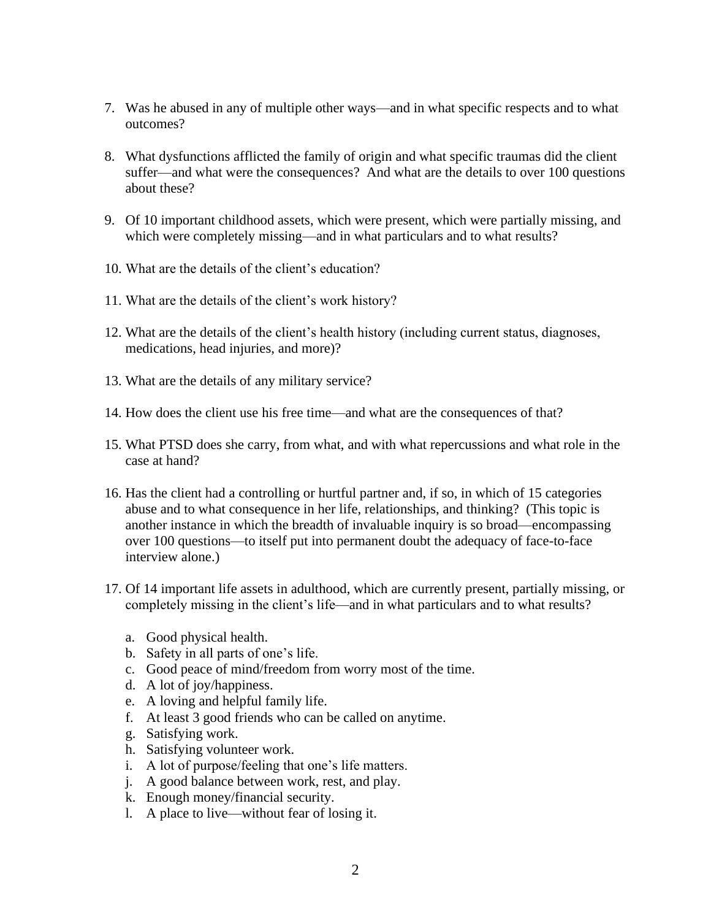7. Was he abused in any of multiple other ways—and in what specific respects and to what outcomes?

8. What dysfunctions afflicted the family of origin and what specific traumas did the client suffer—and what were the consequences? And what are the details to over 100 questions about these?

9. Of 10 important childhood assets, which were present, which were partially missing, and which were completely missing—and in what particulars and to what results?

10. What are the details of the client's education?

11. What are the details of the client's work history?

12. What are the details of the client's health history (including current status, diagnoses, medications, head injuries, and more)?

13. What are the details of any military service?

14. How does the client use his free time—and what are the consequences of that?

15. What PTSD does she carry, from what, and with what repercussions and what role in the case at hand?

16. Has the client had a controlling or hurtful partner and, if so, in which of 15 categories abuse and to what consequence in her life, relationships, and thinking? (This topic is another instance in which the breadth of invaluable inquiry is so broad—encompassing over 100 questions—to itself put into permanent doubt the adequacy of face-to-face interview alone.)

17. Of 14 important life assets in adulthood, which are currently present, partially missing, or completely missing in the client's life—and in what particulars and to what results?

    a. Good physical health.
    b. Safety in all parts of one's life.
    c. Good peace of mind/freedom from worry most of the time.
    d. A lot of joy/happiness.
    e. A loving and helpful family life.
    f. At least 3 good friends who can be called on anytime.
    g. Satisfying work.
    h. Satisfying volunteer work.
    i. A lot of purpose/feeling that one's life matters.
    j. A good balance between work, rest, and play.
    k. Enough money/financial security.
    l. A place to live—without fear of losing it.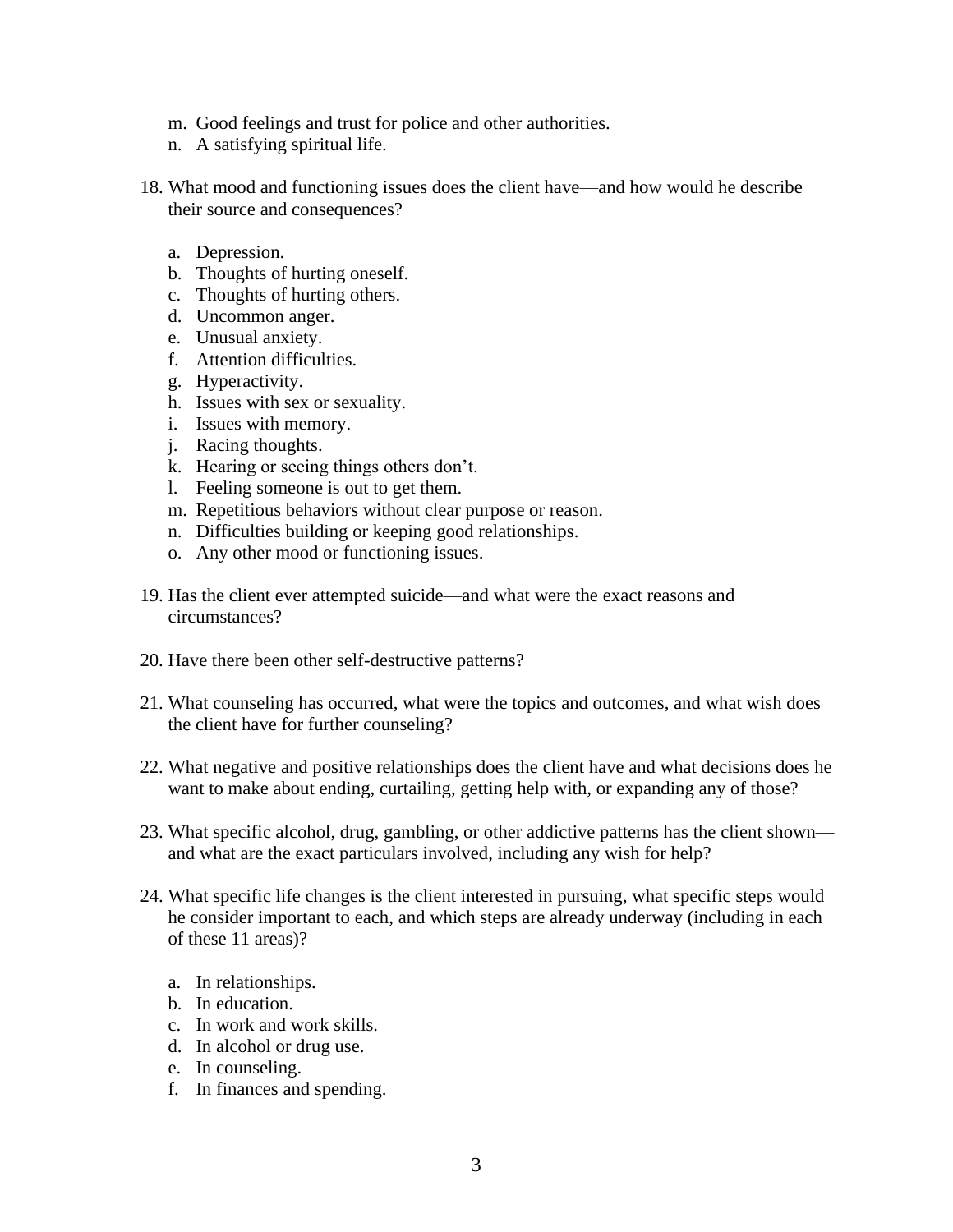m. Good feelings and trust for police and other authorities.
n. A satisfying spiritual life.

18. What mood and functioning issues does the client have—and how would he describe their source and consequences?

    a. Depression.
    b. Thoughts of hurting oneself.
    c. Thoughts of hurting others.
    d. Uncommon anger.
    e. Unusual anxiety.
    f. Attention difficulties.
    g. Hyperactivity.
    h. Issues with sex or sexuality.
    i. Issues with memory.
    j. Racing thoughts.
    k. Hearing or seeing things others don't.
    l. Feeling someone is out to get them.
    m. Repetitious behaviors without clear purpose or reason.
    n. Difficulties building or keeping good relationships.
    o. Any other mood or functioning issues.

19. Has the client ever attempted suicide—and what were the exact reasons and circumstances?

20. Have there been other self-destructive patterns?

21. What counseling has occurred, what were the topics and outcomes, and what wish does the client have for further counseling?

22. What negative and positive relationships does the client have and what decisions does he want to make about ending, curtailing, getting help with, or expanding any of those?

23. What specific alcohol, drug, gambling, or other addictive patterns has the client shown—and what are the exact particulars involved, including any wish for help?

24. What specific life changes is the client interested in pursuing, what specific steps would he consider important to each, and which steps are already underway (including in each of these 11 areas)?

    a. In relationships.
    b. In education.
    c. In work and work skills.
    d. In alcohol or drug use.
    e. In counseling.
    f. In finances and spending.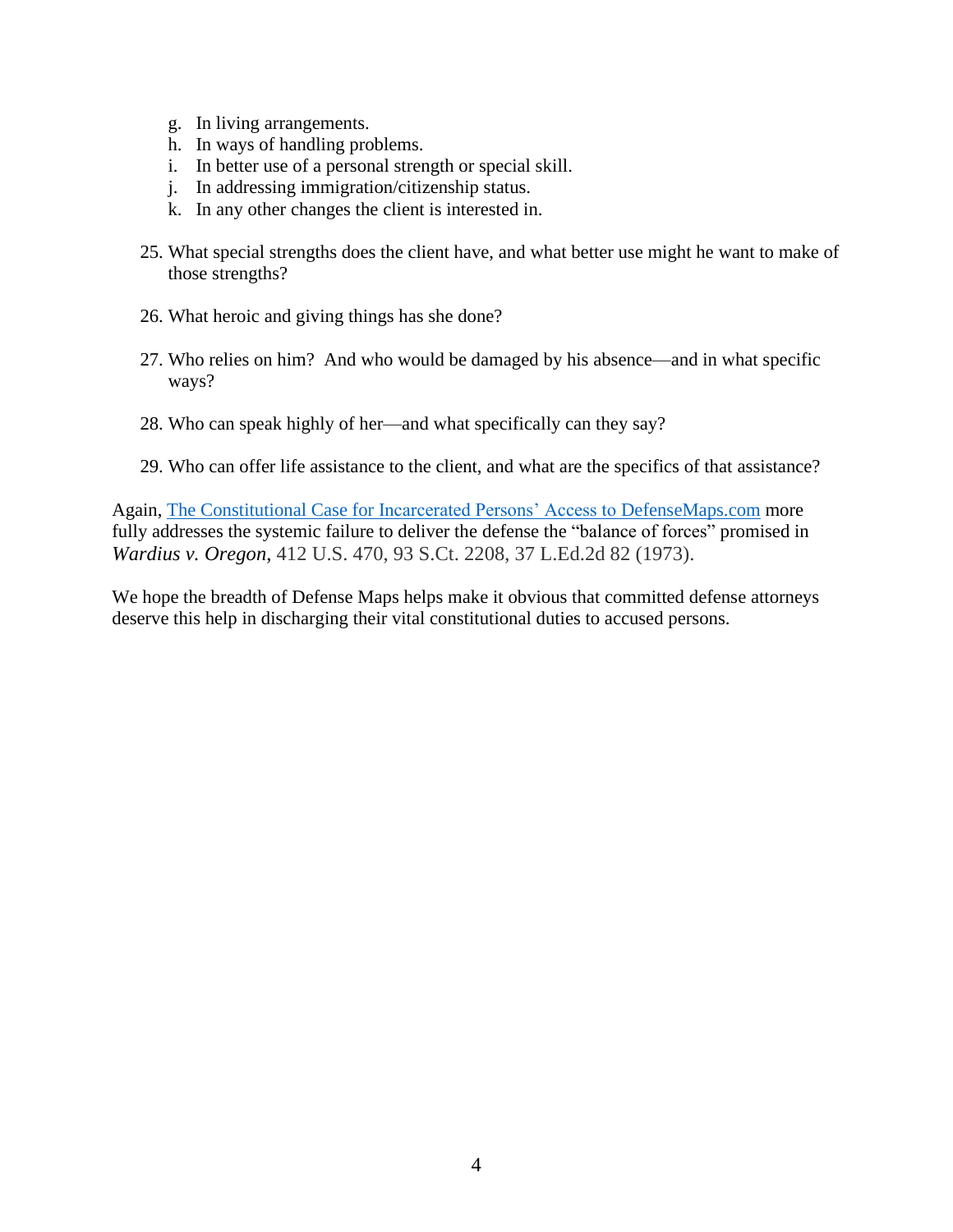g. In living arrangements.
   h. In ways of handling problems.
   i. In better use of a personal strength or special skill.
   j. In addressing immigration/citizenship status.
   k. In any other changes the client is interested in.

25. What special strengths does the client have, and what better use might he want to make of those strengths?

26. What heroic and giving things has she done?

27. Who relies on him? And who would be damaged by his absence—and in what specific ways?

28. Who can speak highly of her—and what specifically can they say?

29. Who can offer life assistance to the client, and what are the specifics of that assistance?

Again, The Constitutional Case for Incarcerated Persons' Access to DefenseMaps.com more fully addresses the systemic failure to deliver the defense the "balance of forces" promised in *Wardius v. Oregon*, 412 U.S. 470, 93 S.Ct. 2208, 37 L.Ed.2d 82 (1973).

We hope the breadth of Defense Maps helps make it obvious that committed defense attorneys deserve this help in discharging their vital constitutional duties to accused persons.